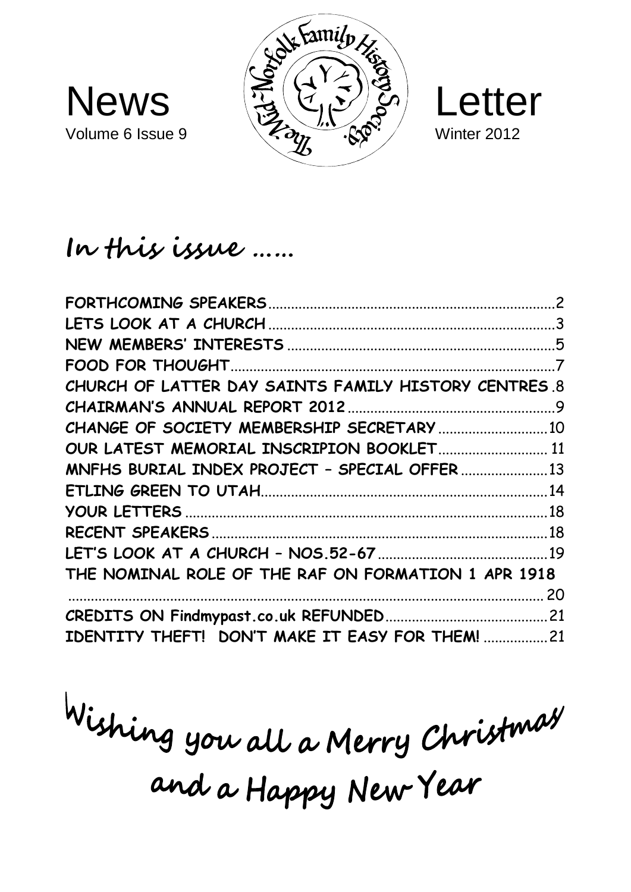# News Letter

Volume 6 Issue 9

Winter 2012

The Mid-Norfolk Family History Society

## In this issue ……

| | |
|---|---|
| FORTHCOMING SPEAKERS | 2 |
| LETS LOOK AT A CHURCH | 3 |
| NEW MEMBERS' INTERESTS | 5 |
| FOOD FOR THOUGHT | 7 |
| CHURCH OF LATTER DAY SAINTS FAMILY HISTORY CENTRES | 8 |
| CHAIRMAN'S ANNUAL REPORT 2012 | 9 |
| CHANGE OF SOCIETY MEMBERSHIP SECRETARY | 10 |
| OUR LATEST MEMORIAL INSCRIPION BOOKLET | 11 |
| MNFHS BURIAL INDEX PROJECT – SPECIAL OFFER | 13 |
| ETLING GREEN TO UTAH | 14 |
| YOUR LETTERS | 18 |
| RECENT SPEAKERS | 18 |
| LET'S LOOK AT A CHURCH – NOS.52-67 | 19 |
| THE NOMINAL ROLE OF THE RAF ON FORMATION 1 APR 1918 | 20 |
| CREDITS ON Findmypast.co.uk REFUNDED | 21 |
| IDENTITY THEFT! DON'T MAKE IT EASY FOR THEM! | 21 |

Wishing you all a Merry Christmas and a Happy New Year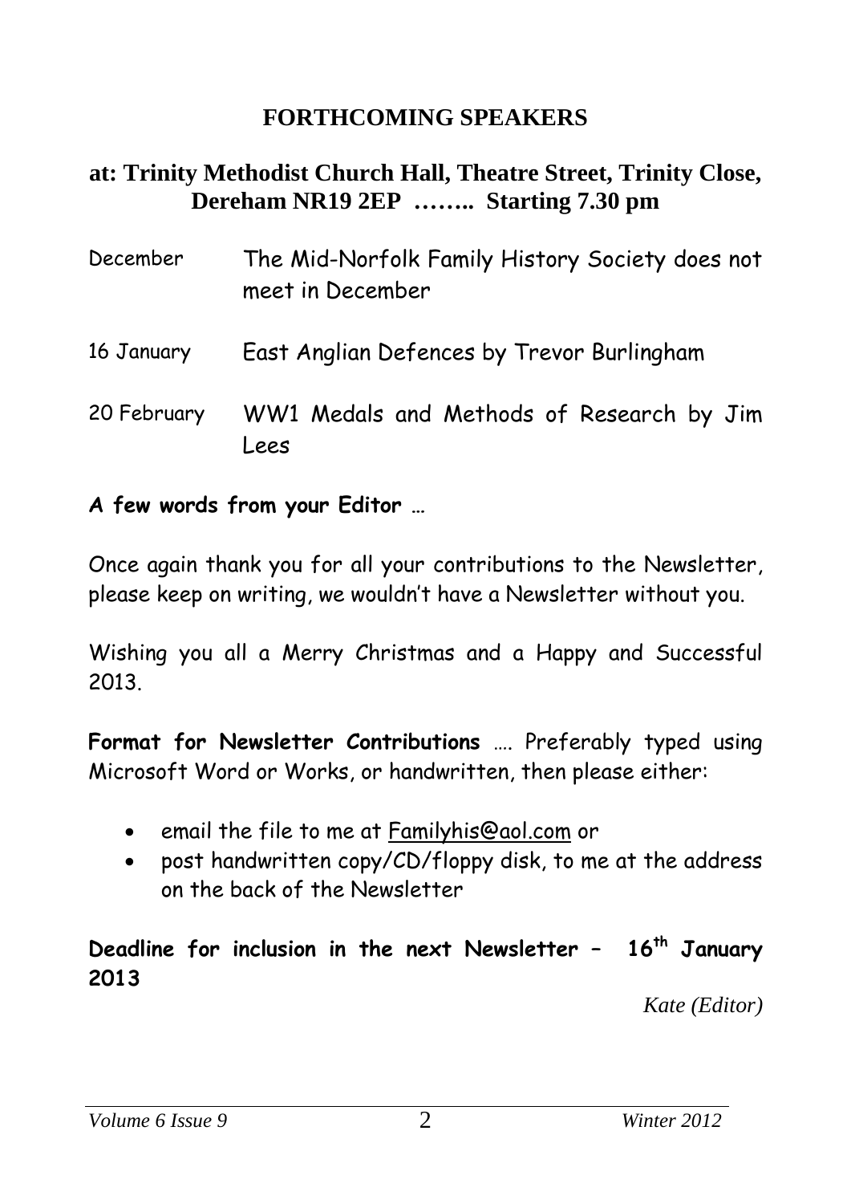## FORTHCOMING SPEAKERS

### at: Trinity Methodist Church Hall, Theatre Street, Trinity Close, Dereham NR19 2EP …….. Starting 7.30 pm

| | |
|---|---|
| December | The Mid-Norfolk Family History Society does not meet in December |
| 16 January | East Anglian Defences by Trevor Burlingham |
| 20 February | WW1 Medals and Methods of Research by Jim Lees |

**A few words from your Editor …**

Once again thank you for all your contributions to the Newsletter, please keep on writing, we wouldn't have a Newsletter without you.

Wishing you all a Merry Christmas and a Happy and Successful 2013.

**Format for Newsletter Contributions** …. Preferably typed using Microsoft Word or Works, or handwritten, then please either:

- email the file to me at Familyhis@aol.com or
- post handwritten copy/CD/floppy disk, to me at the address on the back of the Newsletter

**Deadline for inclusion in the next Newsletter – 16th January 2013**

*Kate (Editor)*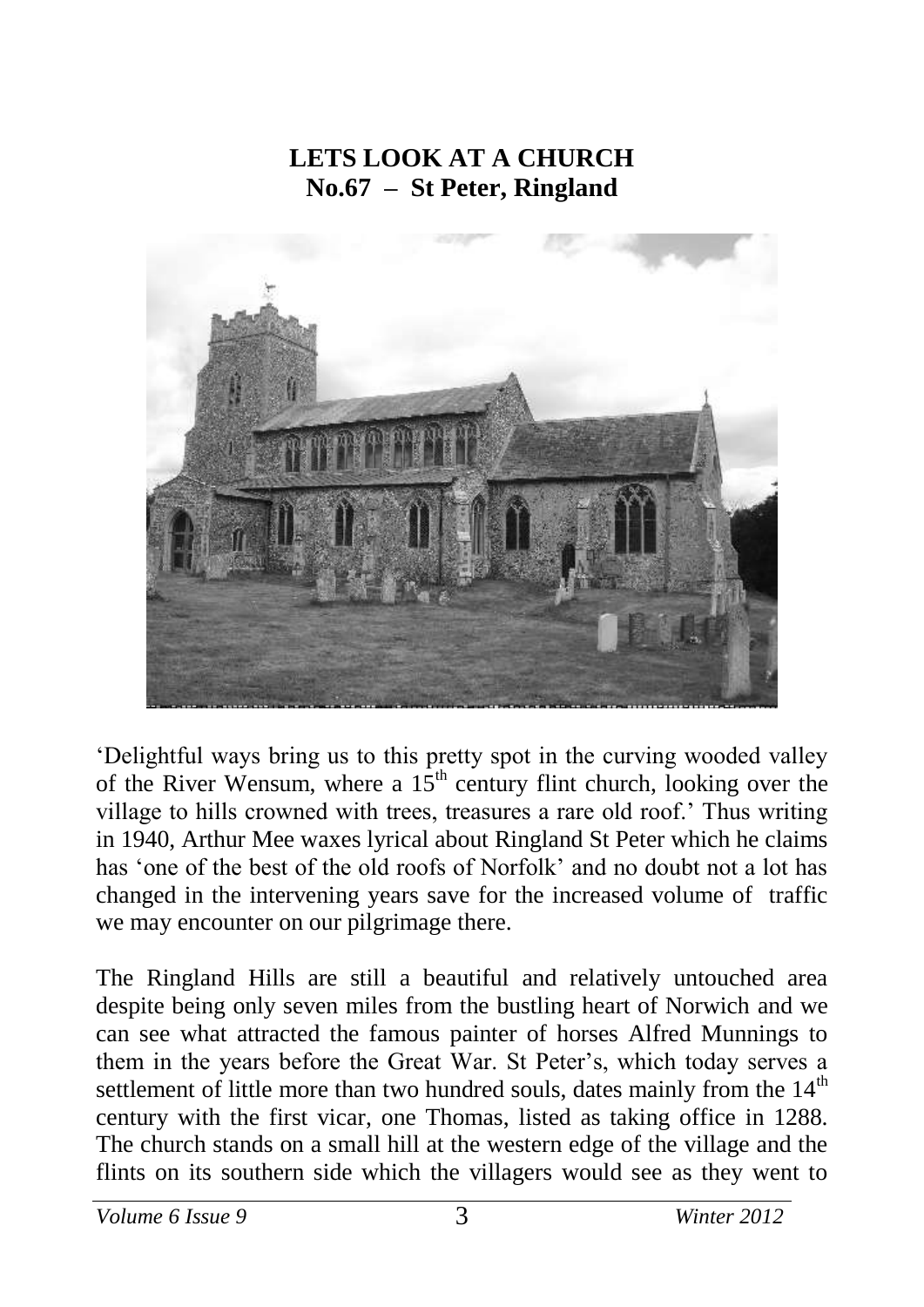# LETS LOOK AT A CHURCH
## No.67 – St Peter, Ringland

'Delightful ways bring us to this pretty spot in the curving wooded valley of the River Wensum, where a 15th century flint church, looking over the village to hills crowned with trees, treasures a rare old roof.' Thus writing in 1940, Arthur Mee waxes lyrical about Ringland St Peter which he claims has 'one of the best of the old roofs of Norfolk' and no doubt not a lot has changed in the intervening years save for the increased volume of traffic we may encounter on our pilgrimage there.

The Ringland Hills are still a beautiful and relatively untouched area despite being only seven miles from the bustling heart of Norwich and we can see what attracted the famous painter of horses Alfred Munnings to them in the years before the Great War. St Peter's, which today serves a settlement of little more than two hundred souls, dates mainly from the 14th century with the first vicar, one Thomas, listed as taking office in 1288. The church stands on a small hill at the western edge of the village and the flints on its southern side which the villagers would see as they went to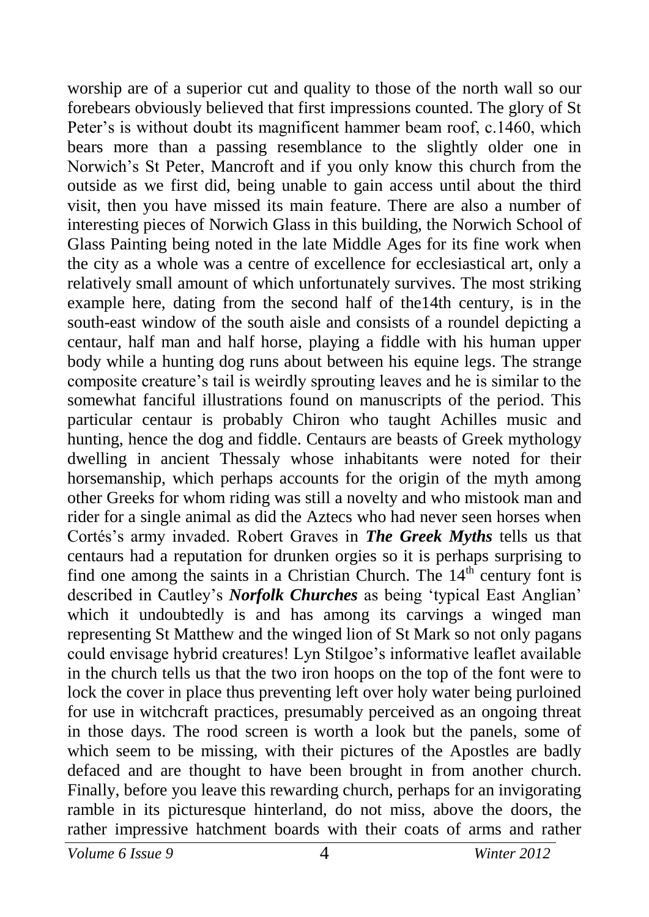worship are of a superior cut and quality to those of the north wall so our forebears obviously believed that first impressions counted. The glory of St Peter's is without doubt its magnificent hammer beam roof, c.1460, which bears more than a passing resemblance to the slightly older one in Norwich's St Peter, Mancroft and if you only know this church from the outside as we first did, being unable to gain access until about the third visit, then you have missed its main feature. There are also a number of interesting pieces of Norwich Glass in this building, the Norwich School of Glass Painting being noted in the late Middle Ages for its fine work when the city as a whole was a centre of excellence for ecclesiastical art, only a relatively small amount of which unfortunately survives. The most striking example here, dating from the second half of the14th century, is in the south-east window of the south aisle and consists of a roundel depicting a centaur, half man and half horse, playing a fiddle with his human upper body while a hunting dog runs about between his equine legs. The strange composite creature's tail is weirdly sprouting leaves and he is similar to the somewhat fanciful illustrations found on manuscripts of the period. This particular centaur is probably Chiron who taught Achilles music and hunting, hence the dog and fiddle. Centaurs are beasts of Greek mythology dwelling in ancient Thessaly whose inhabitants were noted for their horsemanship, which perhaps accounts for the origin of the myth among other Greeks for whom riding was still a novelty and who mistook man and rider for a single animal as did the Aztecs who had never seen horses when Cortés's army invaded. Robert Graves in ***The Greek Myths*** tells us that centaurs had a reputation for drunken orgies so it is perhaps surprising to find one among the saints in a Christian Church. The 14th century font is described in Cautley's ***Norfolk Churches*** as being 'typical East Anglian' which it undoubtedly is and has among its carvings a winged man representing St Matthew and the winged lion of St Mark so not only pagans could envisage hybrid creatures! Lyn Stilgoe's informative leaflet available in the church tells us that the two iron hoops on the top of the font were to lock the cover in place thus preventing left over holy water being purloined for use in witchcraft practices, presumably perceived as an ongoing threat in those days. The rood screen is worth a look but the panels, some of which seem to be missing, with their pictures of the Apostles are badly defaced and are thought to have been brought in from another church. Finally, before you leave this rewarding church, perhaps for an invigorating ramble in its picturesque hinterland, do not miss, above the doors, the rather impressive hatchment boards with their coats of arms and rather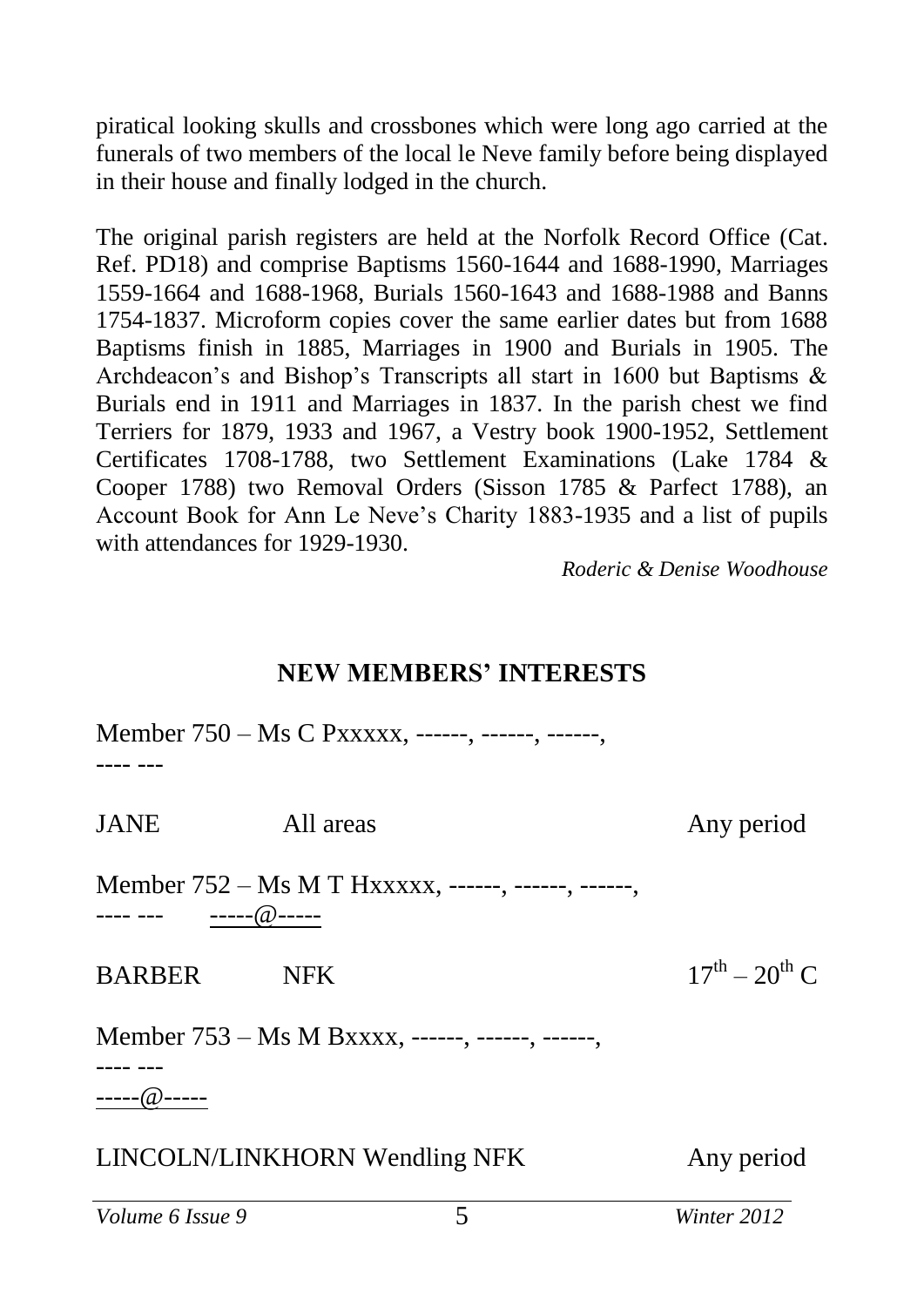piratical looking skulls and crossbones which were long ago carried at the funerals of two members of the local le Neve family before being displayed in their house and finally lodged in the church.

The original parish registers are held at the Norfolk Record Office (Cat. Ref. PD18) and comprise Baptisms 1560-1644 and 1688-1990, Marriages 1559-1664 and 1688-1968, Burials 1560-1643 and 1688-1988 and Banns 1754-1837. Microform copies cover the same earlier dates but from 1688 Baptisms finish in 1885, Marriages in 1900 and Burials in 1905. The Archdeacon's and Bishop's Transcripts all start in 1600 but Baptisms & Burials end in 1911 and Marriages in 1837. In the parish chest we find Terriers for 1879, 1933 and 1967, a Vestry book 1900-1952, Settlement Certificates 1708-1788, two Settlement Examinations (Lake 1784 & Cooper 1788) two Removal Orders (Sisson 1785 & Parfect 1788), an Account Book for Ann Le Neve's Charity 1883-1935 and a list of pupils with attendances for 1929-1930.

*Roderic & Denise Woodhouse*

## NEW MEMBERS' INTERESTS

Member 750 – Ms C Pxxxxx, ------, ------, ------,
---- ---

| | | |
|---|---|---|
| JANE | All areas | Any period |

Member 752 – Ms M T Hxxxxx, ------, ------, ------,
---- --- -----@-----

| | | |
|---|---|---|
| BARBER | NFK | $17^{th}$ – $20^{th}$ C |

Member 753 – Ms M Bxxxx, ------, ------, ------,
---- ---
-----@-----

| | | |
|---|---|---|
| LINCOLN/LINKHORN | Wendling NFK | Any period |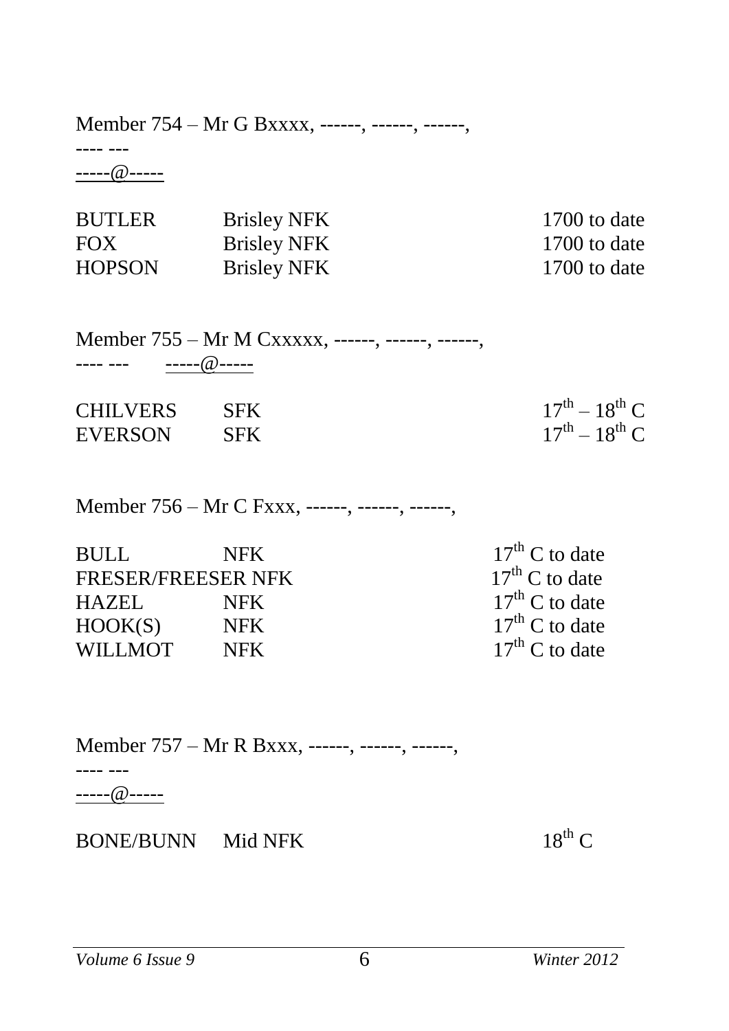Member 754 – Mr G Bxxxx, ------, ------, ------,
---- ---
-----@-----

| | | |
|---|---|---|
| BUTLER | Brisley NFK | 1700 to date |
| FOX | Brisley NFK | 1700 to date |
| HOPSON | Brisley NFK | 1700 to date |

Member 755 – Mr M Cxxxxx, ------, ------, ------,
---- --- -----@-----

| | | |
|---|---|---|
| CHILVERS | SFK | 17th – 18th C |
| EVERSON | SFK | 17th – 18th C |

Member 756 – Mr C Fxxx, ------, ------, ------,

| | | |
|---|---|---|
| BULL | NFK | 17th C to date |
| FRESER/FREESER | NFK | 17th C to date |
| HAZEL | NFK | 17th C to date |
| HOOK(S) | NFK | 17th C to date |
| WILLMOT | NFK | 17th C to date |

Member 757 – Mr R Bxxx, ------, ------, ------,
---- ---
-----@-----

| | | |
|---|---|---|
| BONE/BUNN | Mid NFK | 18th C |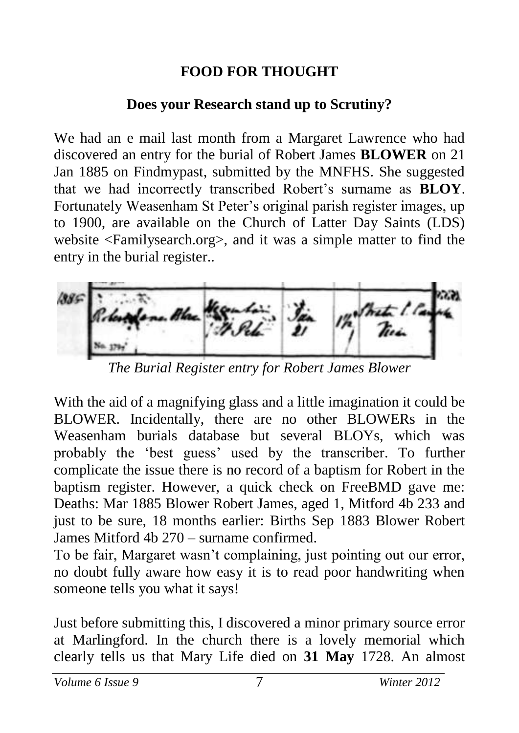# FOOD FOR THOUGHT

## Does your Research stand up to Scrutiny?

We had an e mail last month from a Margaret Lawrence who had discovered an entry for the burial of Robert James **BLOWER** on 21 Jan 1885 on Findmypast, submitted by the MNFHS. She suggested that we had incorrectly transcribed Robert's surname as **BLOY**. Fortunately Weasenham St Peter's original parish register images, up to 1900, are available on the Church of Latter Day Saints (LDS) website <Familysearch.org>, and it was a simple matter to find the entry in the burial register..

*The Burial Register entry for Robert James Blower*

With the aid of a magnifying glass and a little imagination it could be BLOWER. Incidentally, there are no other BLOWERs in the Weasenham burials database but several BLOYs, which was probably the 'best guess' used by the transcriber. To further complicate the issue there is no record of a baptism for Robert in the baptism register. However, a quick check on FreeBMD gave me: Deaths: Mar 1885 Blower Robert James, aged 1, Mitford 4b 233 and just to be sure, 18 months earlier: Births Sep 1883 Blower Robert James Mitford 4b 270 – surname confirmed.

To be fair, Margaret wasn't complaining, just pointing out our error, no doubt fully aware how easy it is to read poor handwriting when someone tells you what it says!

Just before submitting this, I discovered a minor primary source error at Marlingford. In the church there is a lovely memorial which clearly tells us that Mary Life died on **31 May** 1728. An almost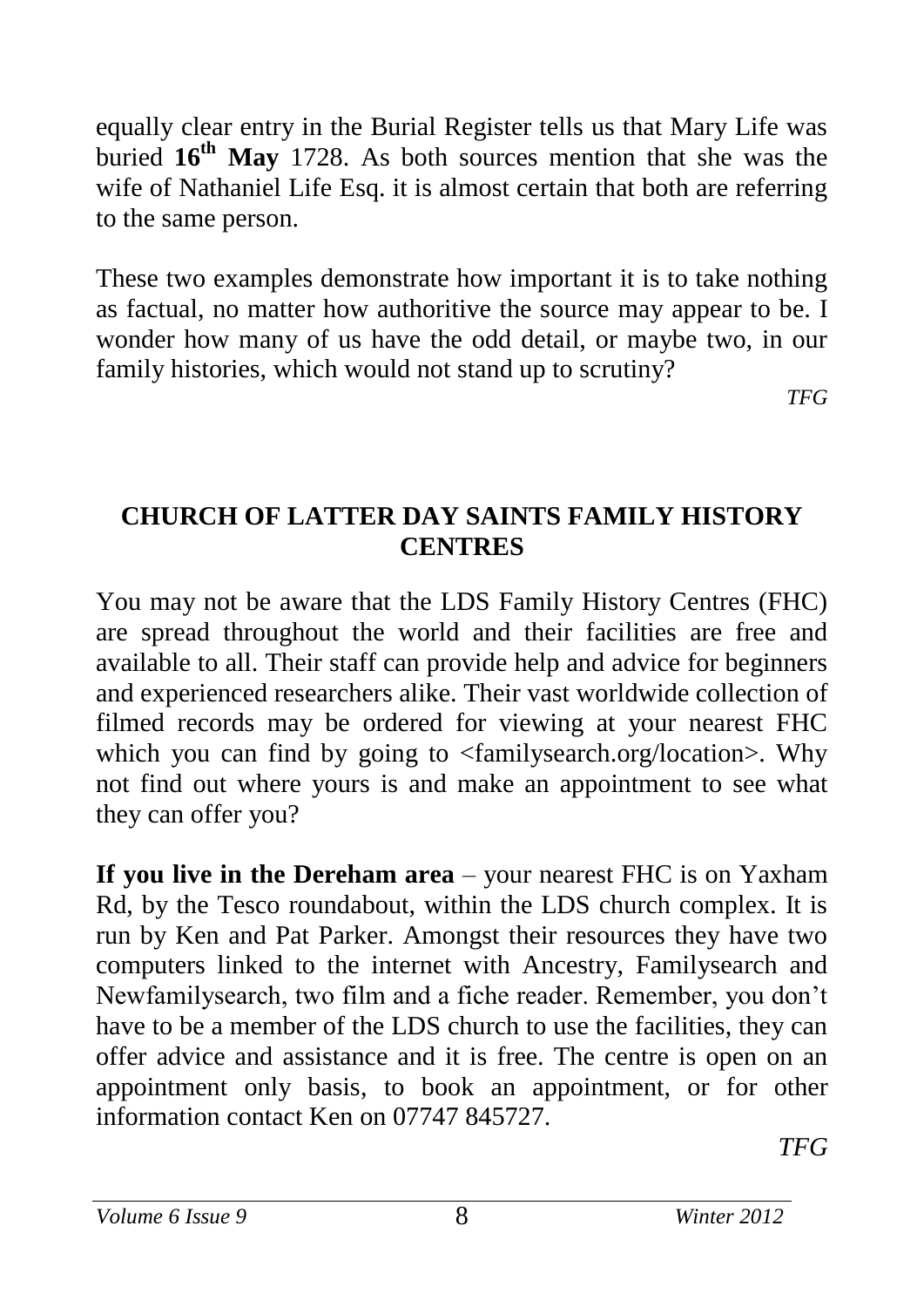equally clear entry in the Burial Register tells us that Mary Life was buried **16th May** 1728. As both sources mention that she was the wife of Nathaniel Life Esq. it is almost certain that both are referring to the same person.

These two examples demonstrate how important it is to take nothing as factual, no matter how authoritive the source may appear to be. I wonder how many of us have the odd detail, or maybe two, in our family histories, which would not stand up to scrutiny?

*TFG*

## CHURCH OF LATTER DAY SAINTS FAMILY HISTORY CENTRES

You may not be aware that the LDS Family History Centres (FHC) are spread throughout the world and their facilities are free and available to all. Their staff can provide help and advice for beginners and experienced researchers alike. Their vast worldwide collection of filmed records may be ordered for viewing at your nearest FHC which you can find by going to <familysearch.org/location>. Why not find out where yours is and make an appointment to see what they can offer you?

**If you live in the Dereham area** – your nearest FHC is on Yaxham Rd, by the Tesco roundabout, within the LDS church complex. It is run by Ken and Pat Parker. Amongst their resources they have two computers linked to the internet with Ancestry, Familysearch and Newfamilysearch, two film and a fiche reader. Remember, you don't have to be a member of the LDS church to use the facilities, they can offer advice and assistance and it is free. The centre is open on an appointment only basis, to book an appointment, or for other information contact Ken on 07747 845727.

*TFG*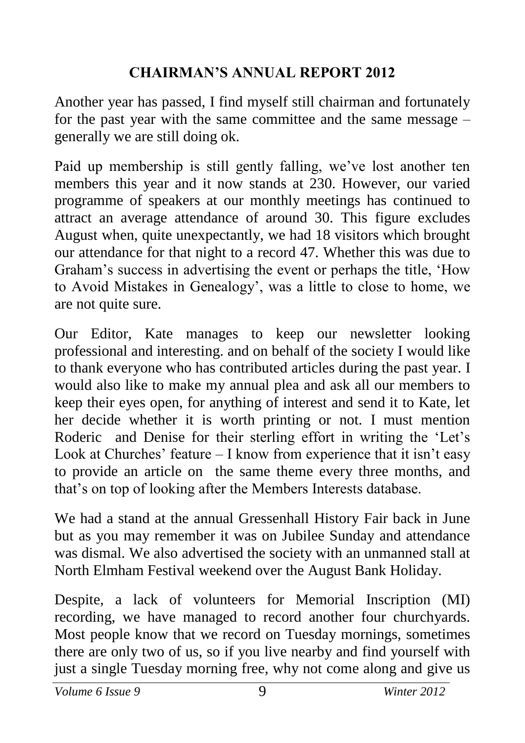## CHAIRMAN'S ANNUAL REPORT 2012

Another year has passed, I find myself still chairman and fortunately for the past year with the same committee and the same message – generally we are still doing ok.

Paid up membership is still gently falling, we've lost another ten members this year and it now stands at 230. However, our varied programme of speakers at our monthly meetings has continued to attract an average attendance of around 30. This figure excludes August when, quite unexpectantly, we had 18 visitors which brought our attendance for that night to a record 47. Whether this was due to Graham's success in advertising the event or perhaps the title, 'How to Avoid Mistakes in Genealogy', was a little to close to home, we are not quite sure.

Our Editor, Kate manages to keep our newsletter looking professional and interesting. and on behalf of the society I would like to thank everyone who has contributed articles during the past year. I would also like to make my annual plea and ask all our members to keep their eyes open, for anything of interest and send it to Kate, let her decide whether it is worth printing or not. I must mention Roderic and Denise for their sterling effort in writing the 'Let's Look at Churches' feature – I know from experience that it isn't easy to provide an article on the same theme every three months, and that's on top of looking after the Members Interests database.

We had a stand at the annual Gressenhall History Fair back in June but as you may remember it was on Jubilee Sunday and attendance was dismal. We also advertised the society with an unmanned stall at North Elmham Festival weekend over the August Bank Holiday.

Despite, a lack of volunteers for Memorial Inscription (MI) recording, we have managed to record another four churchyards. Most people know that we record on Tuesday mornings, sometimes there are only two of us, so if you live nearby and find yourself with just a single Tuesday morning free, why not come along and give us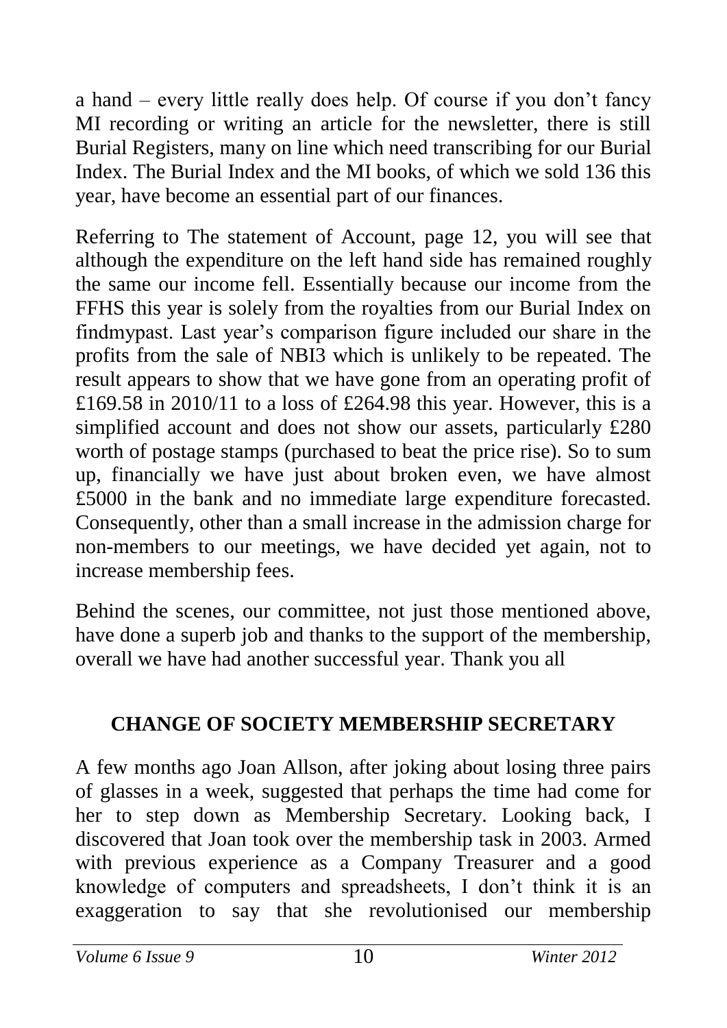a hand – every little really does help. Of course if you don't fancy MI recording or writing an article for the newsletter, there is still Burial Registers, many on line which need transcribing for our Burial Index. The Burial Index and the MI books, of which we sold 136 this year, have become an essential part of our finances.

Referring to The statement of Account, page 12, you will see that although the expenditure on the left hand side has remained roughly the same our income fell. Essentially because our income from the FFHS this year is solely from the royalties from our Burial Index on findmypast. Last year's comparison figure included our share in the profits from the sale of NBI3 which is unlikely to be repeated. The result appears to show that we have gone from an operating profit of £169.58 in 2010/11 to a loss of £264.98 this year. However, this is a simplified account and does not show our assets, particularly £280 worth of postage stamps (purchased to beat the price rise). So to sum up, financially we have just about broken even, we have almost £5000 in the bank and no immediate large expenditure forecasted. Consequently, other than a small increase in the admission charge for non-members to our meetings, we have decided yet again, not to increase membership fees.

Behind the scenes, our committee, not just those mentioned above, have done a superb job and thanks to the support of the membership, overall we have had another successful year. Thank you all

## CHANGE OF SOCIETY MEMBERSHIP SECRETARY

A few months ago Joan Allson, after joking about losing three pairs of glasses in a week, suggested that perhaps the time had come for her to step down as Membership Secretary. Looking back, I discovered that Joan took over the membership task in 2003. Armed with previous experience as a Company Treasurer and a good knowledge of computers and spreadsheets, I don't think it is an exaggeration to say that she revolutionised our membership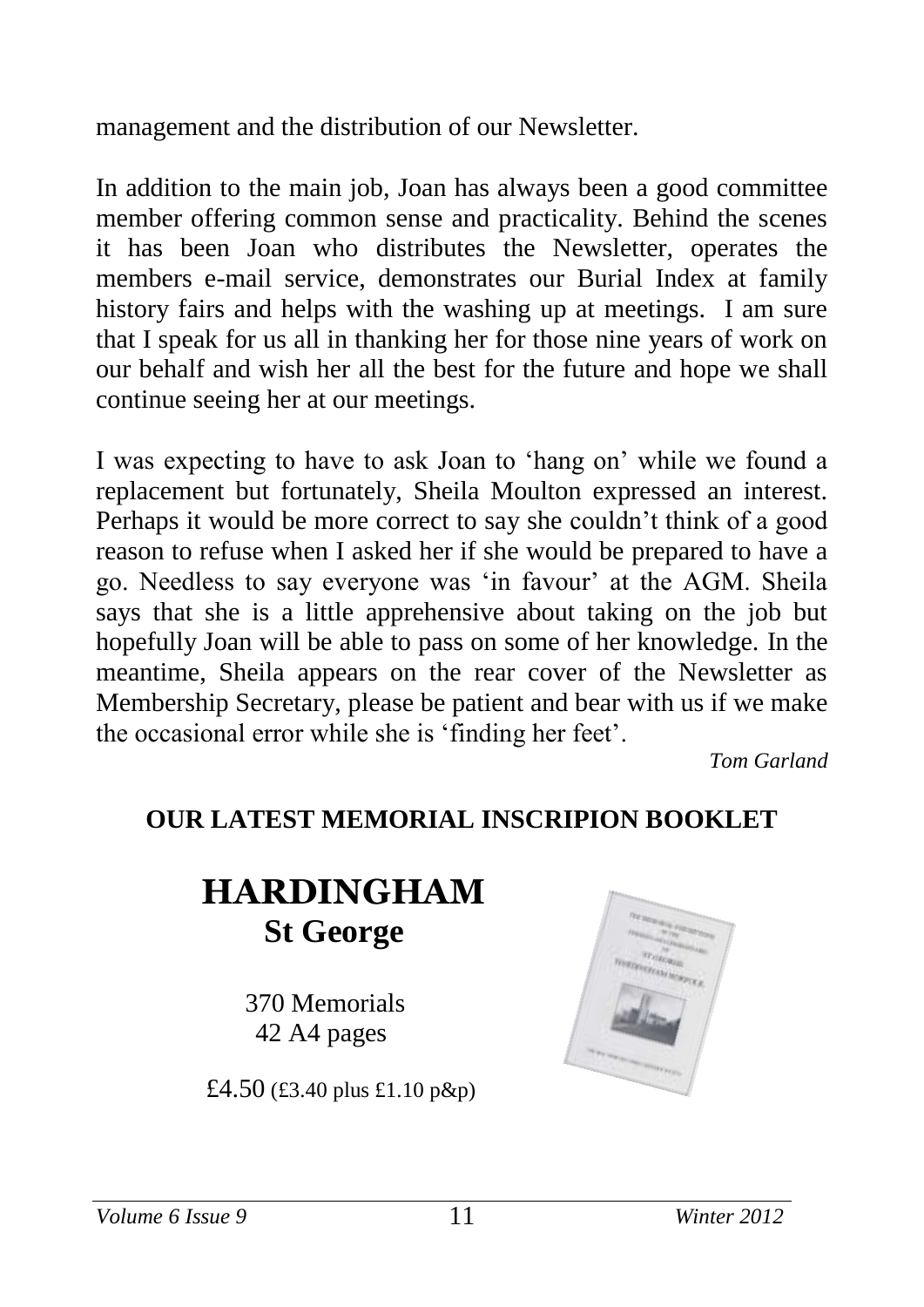management and the distribution of our Newsletter.

In addition to the main job, Joan has always been a good committee member offering common sense and practicality. Behind the scenes it has been Joan who distributes the Newsletter, operates the members e-mail service, demonstrates our Burial Index at family history fairs and helps with the washing up at meetings. I am sure that I speak for us all in thanking her for those nine years of work on our behalf and wish her all the best for the future and hope we shall continue seeing her at our meetings.

I was expecting to have to ask Joan to 'hang on' while we found a replacement but fortunately, Sheila Moulton expressed an interest. Perhaps it would be more correct to say she couldn't think of a good reason to refuse when I asked her if she would be prepared to have a go. Needless to say everyone was 'in favour' at the AGM. Sheila says that she is a little apprehensive about taking on the job but hopefully Joan will be able to pass on some of her knowledge. In the meantime, Sheila appears on the rear cover of the Newsletter as Membership Secretary, please be patient and bear with us if we make the occasional error while she is 'finding her feet'.

*Tom Garland*

## OUR LATEST MEMORIAL INSCRIPION BOOKLET

# HARDINGHAM
## St George

370 Memorials
42 A4 pages

£4.50 (£3.40 plus £1.10 p&p)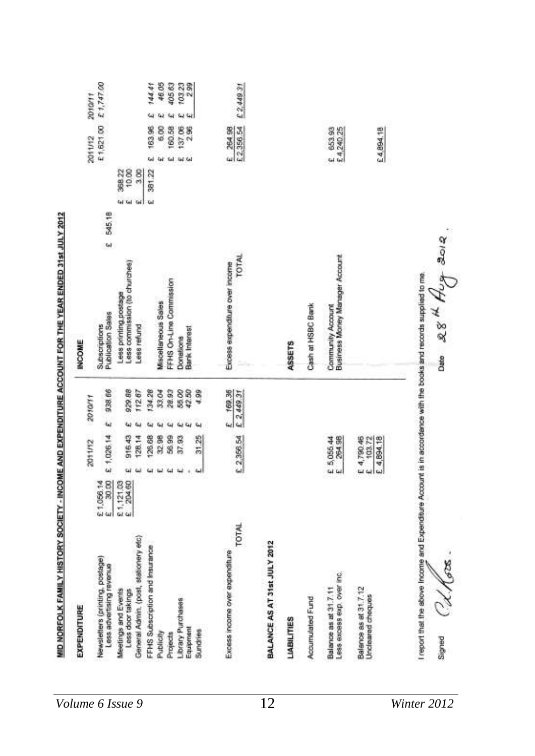**MID NORFOLK FAMILY HISTORY SOCIETY - INCOME AND EXPENDITURE ACCOUNT FOR THE YEAR ENDED 31st JULY 2012**

| EXPENDITURE | | 2011/12 | 2010/11 |
|---|---|---|---|
| Newsletters (printing, postage) | £ 1,056.14 | | |
| Less advertising revenue | £ 30.00 | £ 1,026.14 | £ 938.66 |
| Meetings and Events | £ 1,121.03 | | |
| Less door takings | £ 204.60 | £ 916.43 | £ 929.88 |
| General Admin. (post, stationery etc) | | £ 128.14 | £ 112.67 |
| FFHS Subscription and Insurance | | £ 126.68 | £ 134.28 |
| Publicity | | £ 32.98 | £ 33.04 |
| Projects | | £ 56.99 | £ 28.93 |
| Library Purchases | | £ 37.93 | £ 55.00 |
| Equipment | | - | £ 42.50 |
| Sundries | | £ 31.25 | £ 4.99 |
| Excess income over expenditure | | | £ 169.36 |
| TOTAL | | £ 2,356.54 | £ 2,449.31 |

| INCOME | | | 2011/12 | 2010/11 |
|---|---|---|---|---|
| Subscriptions | | | £ 1,621.00 | £ 1,747.00 |
| Publication Sales | £ 545.18 | | | |
| Less printing, postage | | £ 368.22 | | |
| Less commission (to churches) | | £ 10.00 | | |
| Less refund | | £ 3.00 | | |
| | | £ 381.22 | £ 163.96 | £ 144.41 |
| Miscellaneous Sales | | | £ 6.00 | £ 46.05 |
| FFHS On-Line Commission | | | £ 160.58 | £ 405.63 |
| Donations | | | £ 137.06 | £ 103.23 |
| Bank Interest | | | £ 2.96 | £ 2.99 |
| Excess expenditure over income | | | £ 264.98 | |
| TOTAL | | | £ 2,356.54 | £ 2,449.31 |

**BALANCE AS AT 31st JULY 2012**

| LIABILITIES | | |
|---|---|---|
| Accumulated Fund | | |
| Balance as at 31.7.11 | £ 5,055.44 | |
| Less excess exp. over inc. | £ 264.98 | |
| Balance as at 31.7.12 | £ 4,790.46 | |
| Uncleared cheques | £ 103.72 | |
| | £ 4,894.18 | |

| ASSETS | |
|---|---|
| Cash at HSBC Bank | |
| Community Account | £ 653.93 |
| Business Money Manager Account | £ 4,240.25 |
| | £ 4,894.18 |

I report that the above Income and Expenditure Account is in accordance with the books and records supplied to me.

Signed C. J. Ross. Date 28th Aug 2012.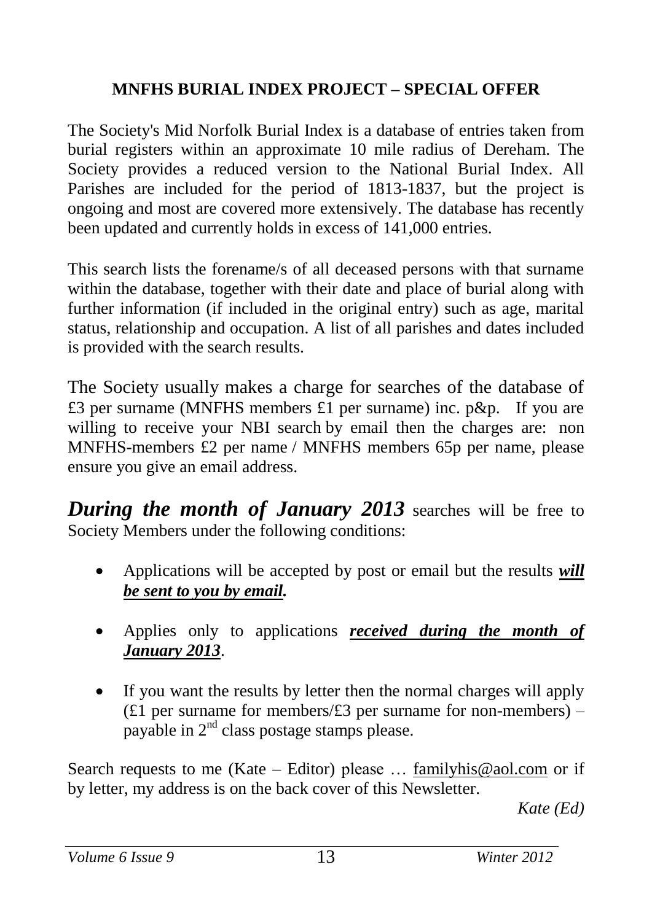## MNFHS BURIAL INDEX PROJECT – SPECIAL OFFER

The Society's Mid Norfolk Burial Index is a database of entries taken from burial registers within an approximate 10 mile radius of Dereham. The Society provides a reduced version to the National Burial Index. All Parishes are included for the period of 1813-1837, but the project is ongoing and most are covered more extensively. The database has recently been updated and currently holds in excess of 141,000 entries.

This search lists the forename/s of all deceased persons with that surname within the database, together with their date and place of burial along with further information (if included in the original entry) such as age, marital status, relationship and occupation. A list of all parishes and dates included is provided with the search results.

The Society usually makes a charge for searches of the database of £3 per surname (MNFHS members £1 per surname) inc. p&p. If you are willing to receive your NBI search by email then the charges are: non MNFHS-members £2 per name / MNFHS members 65p per name, please ensure you give an email address.

***During the month of January 2013*** searches will be free to Society Members under the following conditions:

- Applications will be accepted by post or email but the results <u>***will be sent to you by email.***</u>
- Applies only to applications <u>***received during the month of January 2013***</u>.
- If you want the results by letter then the normal charges will apply (£1 per surname for members/£3 per surname for non-members) – payable in 2nd class postage stamps please.

Search requests to me (Kate – Editor) please … familyhis@aol.com or if by letter, my address is on the back cover of this Newsletter.

*Kate (Ed)*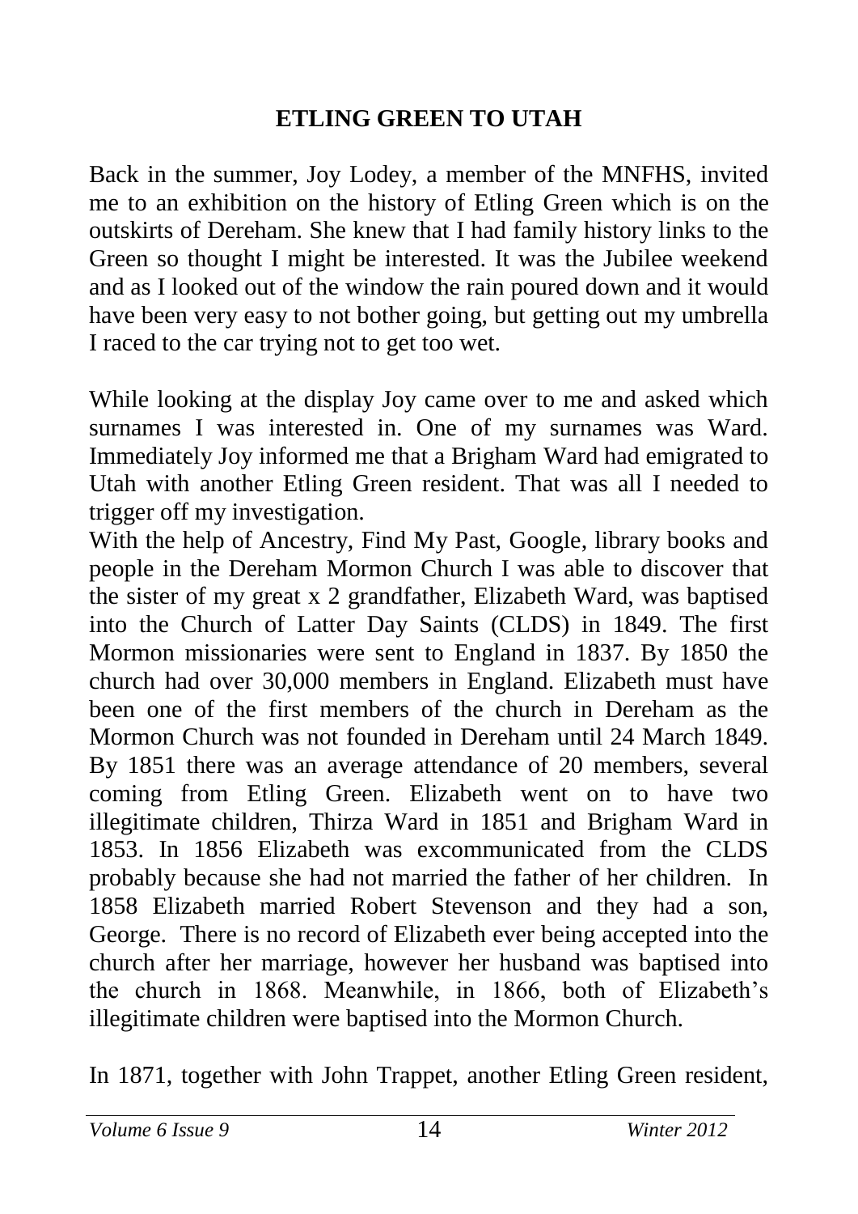# ETLING GREEN TO UTAH

Back in the summer, Joy Lodey, a member of the MNFHS, invited me to an exhibition on the history of Etling Green which is on the outskirts of Dereham. She knew that I had family history links to the Green so thought I might be interested. It was the Jubilee weekend and as I looked out of the window the rain poured down and it would have been very easy to not bother going, but getting out my umbrella I raced to the car trying not to get too wet.

While looking at the display Joy came over to me and asked which surnames I was interested in. One of my surnames was Ward. Immediately Joy informed me that a Brigham Ward had emigrated to Utah with another Etling Green resident. That was all I needed to trigger off my investigation.

With the help of Ancestry, Find My Past, Google, library books and people in the Dereham Mormon Church I was able to discover that the sister of my great x 2 grandfather, Elizabeth Ward, was baptised into the Church of Latter Day Saints (CLDS) in 1849. The first Mormon missionaries were sent to England in 1837. By 1850 the church had over 30,000 members in England. Elizabeth must have been one of the first members of the church in Dereham as the Mormon Church was not founded in Dereham until 24 March 1849. By 1851 there was an average attendance of 20 members, several coming from Etling Green. Elizabeth went on to have two illegitimate children, Thirza Ward in 1851 and Brigham Ward in 1853. In 1856 Elizabeth was excommunicated from the CLDS probably because she had not married the father of her children. In 1858 Elizabeth married Robert Stevenson and they had a son, George. There is no record of Elizabeth ever being accepted into the church after her marriage, however her husband was baptised into the church in 1868. Meanwhile, in 1866, both of Elizabeth's illegitimate children were baptised into the Mormon Church.

In 1871, together with John Trappet, another Etling Green resident,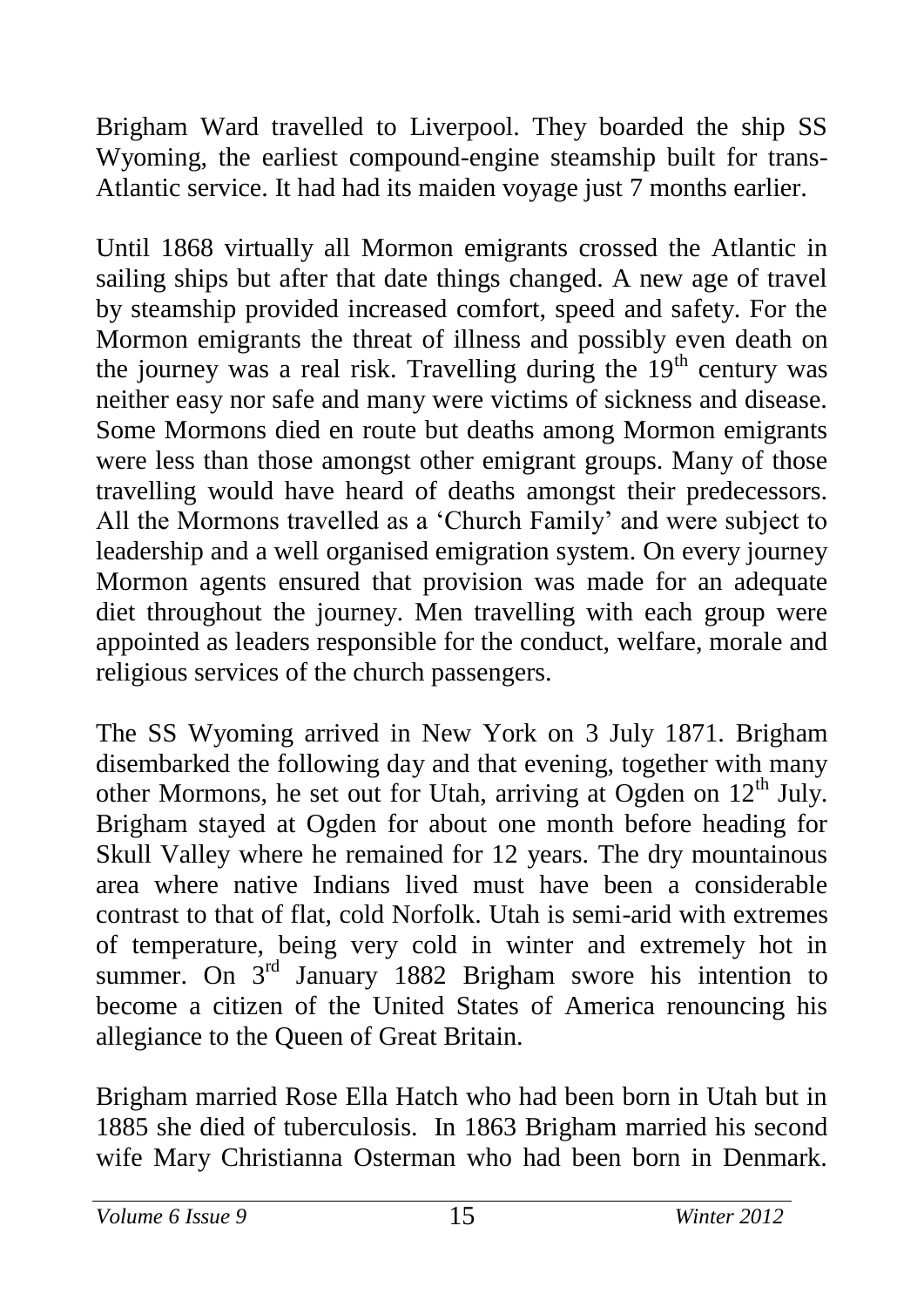Brigham Ward travelled to Liverpool. They boarded the ship SS Wyoming, the earliest compound-engine steamship built for trans-Atlantic service. It had had its maiden voyage just 7 months earlier.

Until 1868 virtually all Mormon emigrants crossed the Atlantic in sailing ships but after that date things changed. A new age of travel by steamship provided increased comfort, speed and safety. For the Mormon emigrants the threat of illness and possibly even death on the journey was a real risk. Travelling during the 19th century was neither easy nor safe and many were victims of sickness and disease. Some Mormons died en route but deaths among Mormon emigrants were less than those amongst other emigrant groups. Many of those travelling would have heard of deaths amongst their predecessors. All the Mormons travelled as a 'Church Family' and were subject to leadership and a well organised emigration system. On every journey Mormon agents ensured that provision was made for an adequate diet throughout the journey. Men travelling with each group were appointed as leaders responsible for the conduct, welfare, morale and religious services of the church passengers.

The SS Wyoming arrived in New York on 3 July 1871. Brigham disembarked the following day and that evening, together with many other Mormons, he set out for Utah, arriving at Ogden on 12th July. Brigham stayed at Ogden for about one month before heading for Skull Valley where he remained for 12 years. The dry mountainous area where native Indians lived must have been a considerable contrast to that of flat, cold Norfolk. Utah is semi-arid with extremes of temperature, being very cold in winter and extremely hot in summer. On 3rd January 1882 Brigham swore his intention to become a citizen of the United States of America renouncing his allegiance to the Queen of Great Britain.

Brigham married Rose Ella Hatch who had been born in Utah but in 1885 she died of tuberculosis. In 1863 Brigham married his second wife Mary Christianna Osterman who had been born in Denmark.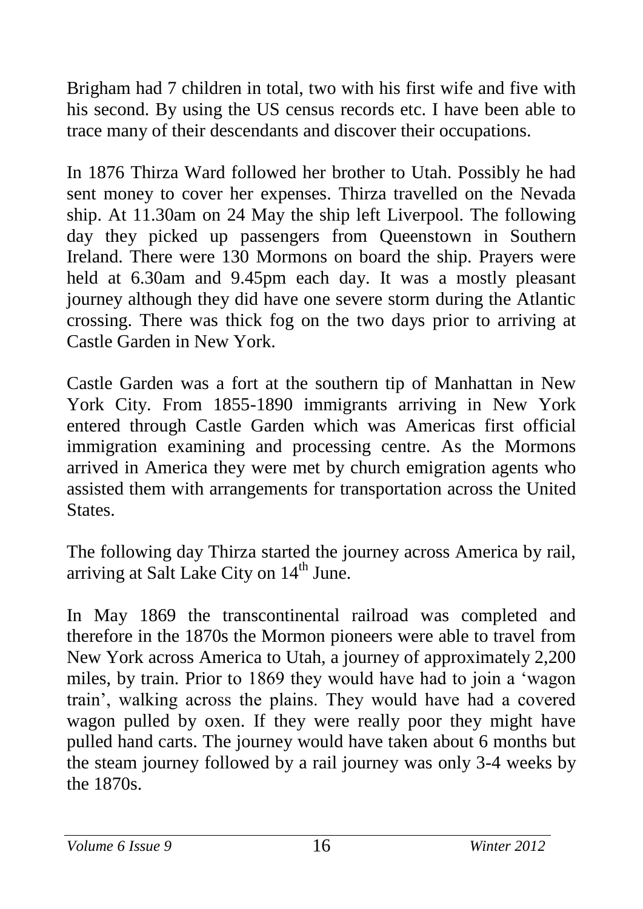Brigham had 7 children in total, two with his first wife and five with his second. By using the US census records etc. I have been able to trace many of their descendants and discover their occupations.

In 1876 Thirza Ward followed her brother to Utah. Possibly he had sent money to cover her expenses. Thirza travelled on the Nevada ship. At 11.30am on 24 May the ship left Liverpool. The following day they picked up passengers from Queenstown in Southern Ireland. There were 130 Mormons on board the ship. Prayers were held at 6.30am and 9.45pm each day. It was a mostly pleasant journey although they did have one severe storm during the Atlantic crossing. There was thick fog on the two days prior to arriving at Castle Garden in New York.

Castle Garden was a fort at the southern tip of Manhattan in New York City. From 1855-1890 immigrants arriving in New York entered through Castle Garden which was Americas first official immigration examining and processing centre. As the Mormons arrived in America they were met by church emigration agents who assisted them with arrangements for transportation across the United States.

The following day Thirza started the journey across America by rail, arriving at Salt Lake City on 14th June.

In May 1869 the transcontinental railroad was completed and therefore in the 1870s the Mormon pioneers were able to travel from New York across America to Utah, a journey of approximately 2,200 miles, by train. Prior to 1869 they would have had to join a 'wagon train', walking across the plains. They would have had a covered wagon pulled by oxen. If they were really poor they might have pulled hand carts. The journey would have taken about 6 months but the steam journey followed by a rail journey was only 3-4 weeks by the 1870s.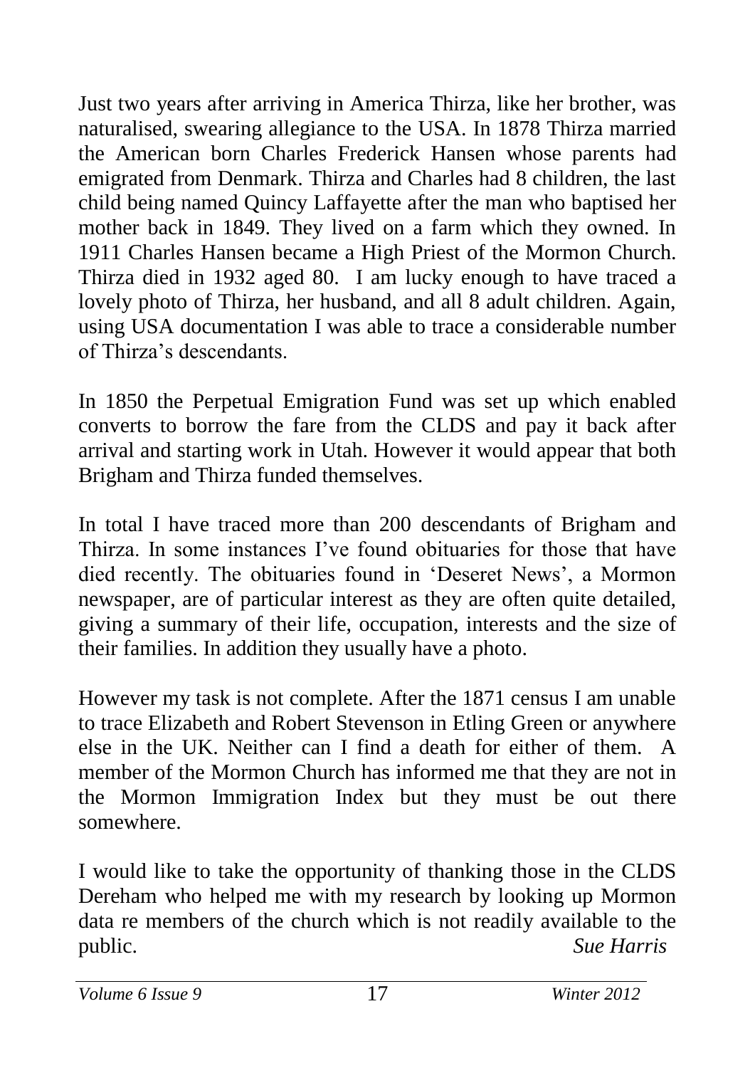Just two years after arriving in America Thirza, like her brother, was naturalised, swearing allegiance to the USA. In 1878 Thirza married the American born Charles Frederick Hansen whose parents had emigrated from Denmark. Thirza and Charles had 8 children, the last child being named Quincy Laffayette after the man who baptised her mother back in 1849. They lived on a farm which they owned. In 1911 Charles Hansen became a High Priest of the Mormon Church. Thirza died in 1932 aged 80. I am lucky enough to have traced a lovely photo of Thirza, her husband, and all 8 adult children. Again, using USA documentation I was able to trace a considerable number of Thirza's descendants.

In 1850 the Perpetual Emigration Fund was set up which enabled converts to borrow the fare from the CLDS and pay it back after arrival and starting work in Utah. However it would appear that both Brigham and Thirza funded themselves.

In total I have traced more than 200 descendants of Brigham and Thirza. In some instances I've found obituaries for those that have died recently. The obituaries found in 'Deseret News', a Mormon newspaper, are of particular interest as they are often quite detailed, giving a summary of their life, occupation, interests and the size of their families. In addition they usually have a photo.

However my task is not complete. After the 1871 census I am unable to trace Elizabeth and Robert Stevenson in Etling Green or anywhere else in the UK. Neither can I find a death for either of them. A member of the Mormon Church has informed me that they are not in the Mormon Immigration Index but they must be out there somewhere.

I would like to take the opportunity of thanking those in the CLDS Dereham who helped me with my research by looking up Mormon data re members of the church which is not readily available to the public.

*Sue Harris*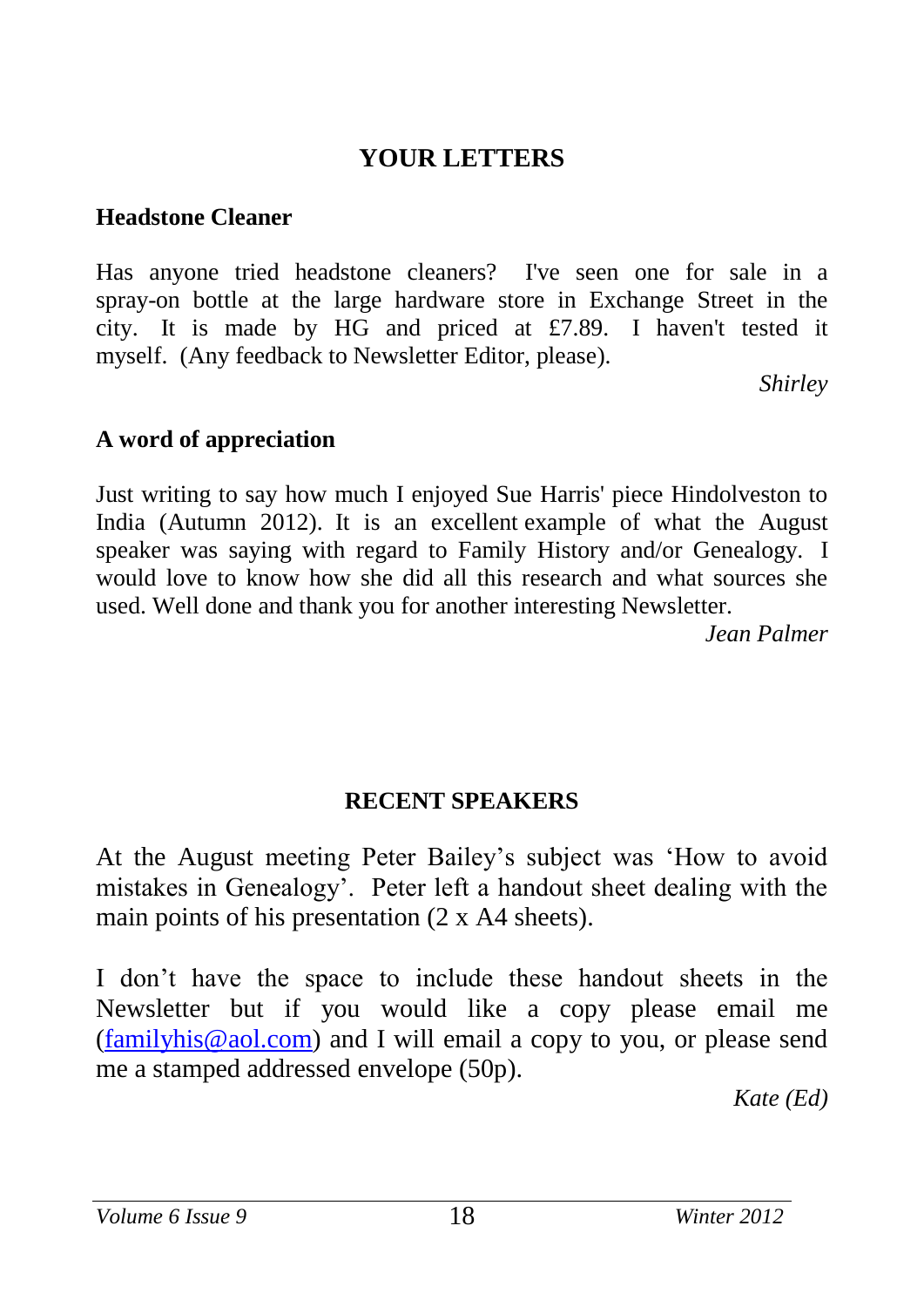## YOUR LETTERS

### Headstone Cleaner

Has anyone tried headstone cleaners? I've seen one for sale in a spray-on bottle at the large hardware store in Exchange Street in the city. It is made by HG and priced at £7.89. I haven't tested it myself. (Any feedback to Newsletter Editor, please).

*Shirley*

### A word of appreciation

Just writing to say how much I enjoyed Sue Harris' piece Hindolveston to India (Autumn 2012). It is an excellent example of what the August speaker was saying with regard to Family History and/or Genealogy. I would love to know how she did all this research and what sources she used. Well done and thank you for another interesting Newsletter.

*Jean Palmer*

## RECENT SPEAKERS

At the August meeting Peter Bailey's subject was 'How to avoid mistakes in Genealogy'. Peter left a handout sheet dealing with the main points of his presentation (2 x A4 sheets).

I don't have the space to include these handout sheets in the Newsletter but if you would like a copy please email me ([familyhis@aol.com](mailto:familyhis@aol.com)) and I will email a copy to you, or please send me a stamped addressed envelope (50p).

*Kate (Ed)*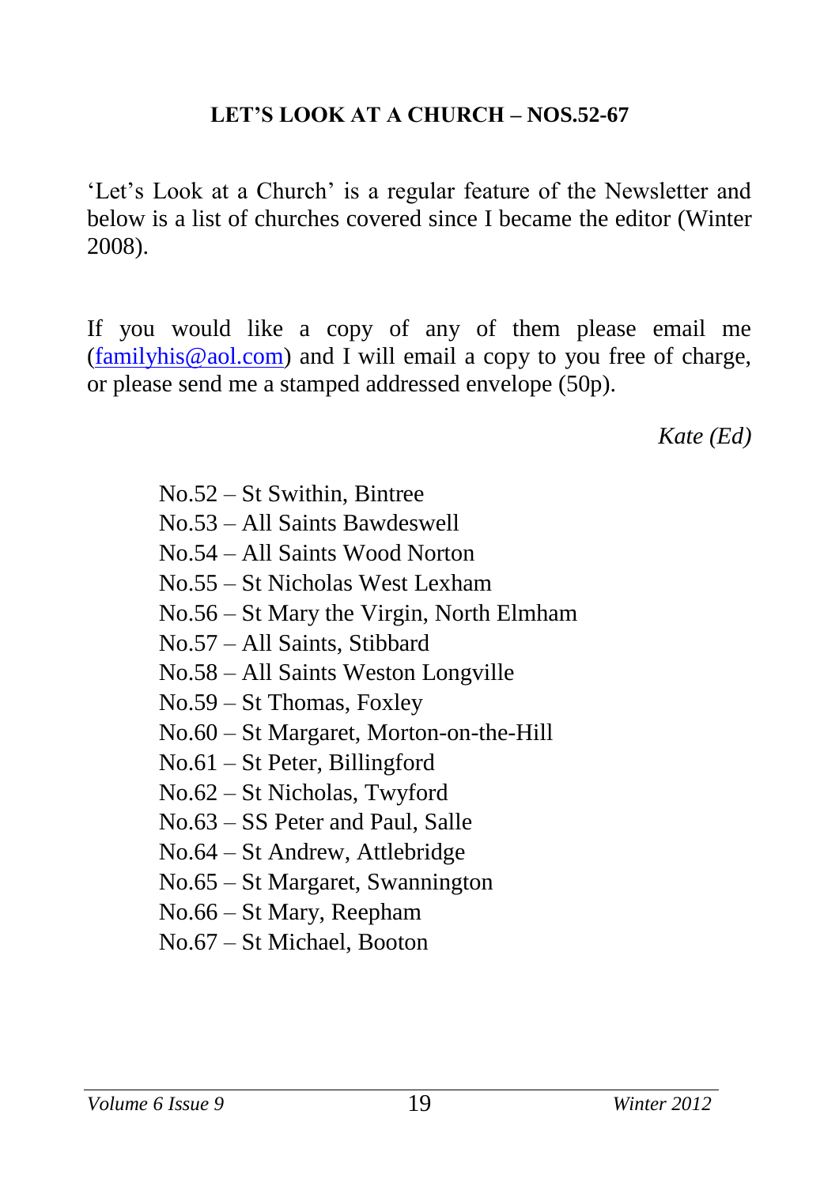## LET'S LOOK AT A CHURCH – NOS.52-67

'Let's Look at a Church' is a regular feature of the Newsletter and below is a list of churches covered since I became the editor (Winter 2008).

If you would like a copy of any of them please email me (familyhis@aol.com) and I will email a copy to you free of charge, or please send me a stamped addressed envelope (50p).

*Kate (Ed)*

No.52 – St Swithin, Bintree  
No.53 – All Saints Bawdeswell  
No.54 – All Saints Wood Norton  
No.55 – St Nicholas West Lexham  
No.56 – St Mary the Virgin, North Elmham  
No.57 – All Saints, Stibbard  
No.58 – All Saints Weston Longville  
No.59 – St Thomas, Foxley  
No.60 – St Margaret, Morton-on-the-Hill  
No.61 – St Peter, Billingford  
No.62 – St Nicholas, Twyford  
No.63 – SS Peter and Paul, Salle  
No.64 – St Andrew, Attlebridge  
No.65 – St Margaret, Swannington  
No.66 – St Mary, Reepham  
No.67 – St Michael, Booton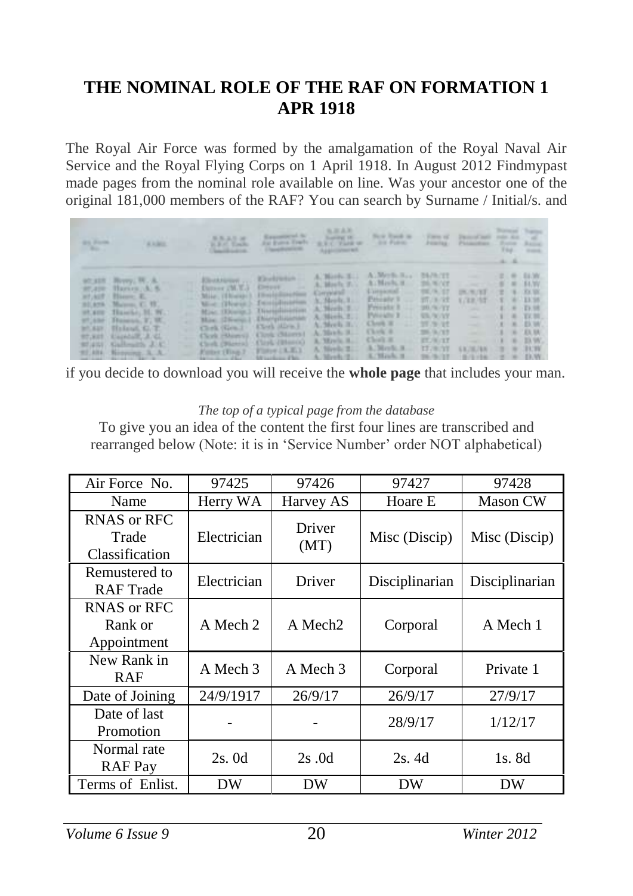## THE NOMINAL ROLE OF THE RAF ON FORMATION 1 APR 1918

The Royal Air Force was formed by the amalgamation of the Royal Naval Air Service and the Royal Flying Corps on 1 April 1918. In August 2012 Findmypast made pages from the nominal role available on line. Was your ancestor one of the original 181,000 members of the RAF? You can search by Surname / Initial/s. and if you decide to download you will receive the **whole page** that includes your man.

*The top of a typical page from the database*

To give you an idea of the content the first four lines are transcribed and rearranged below (Note: it is in 'Service Number' order NOT alphabetical)

| Air Force No. | 97425 | 97426 | 97427 | 97428 |
|---|---|---|---|---|
| Name | Herry WA | Harvey AS | Hoare E | Mason CW |
| RNAS or RFC Trade Classification | Electrician | Driver (MT) | Misc (Discip) | Misc (Discip) |
| Remustered to RAF Trade | Electrician | Driver | Disciplinarian | Disciplinarian |
| RNAS or RFC Rank or Appointment | A Mech 2 | A Mech2 | Corporal | A Mech 1 |
| New Rank in RAF | A Mech 3 | A Mech 3 | Corporal | Private 1 |
| Date of Joining | 24/9/1917 | 26/9/17 | 26/9/17 | 27/9/17 |
| Date of last Promotion | - | - | 28/9/17 | 1/12/17 |
| Normal rate RAF Pay | 2s. 0d | 2s .0d | 2s. 4d | 1s. 8d |
| Terms of Enlist. | DW | DW | DW | DW |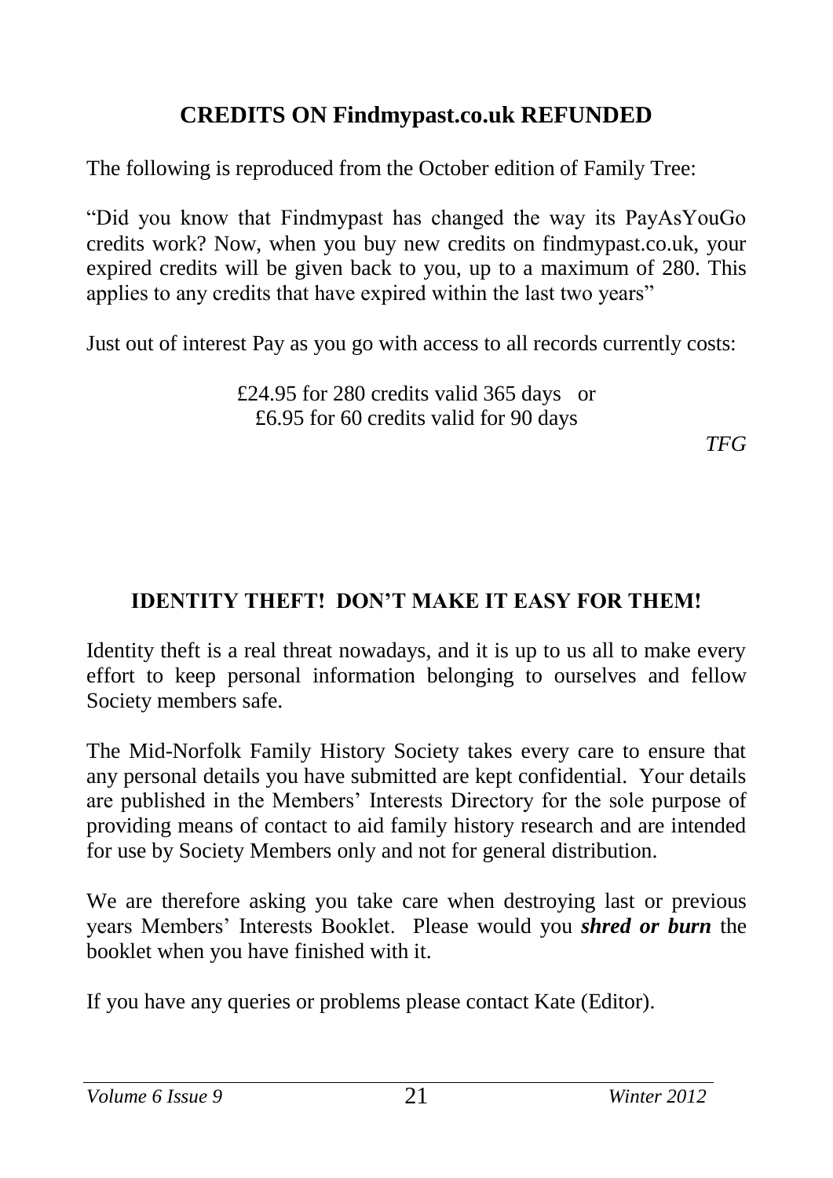## CREDITS ON Findmypast.co.uk REFUNDED

The following is reproduced from the October edition of Family Tree:

"Did you know that Findmypast has changed the way its PayAsYouGo credits work? Now, when you buy new credits on findmypast.co.uk, your expired credits will be given back to you, up to a maximum of 280. This applies to any credits that have expired within the last two years"

Just out of interest Pay as you go with access to all records currently costs:

£24.95 for 280 credits valid 365 days or
£6.95 for 60 credits valid for 90 days

*TFG*

## IDENTITY THEFT! DON'T MAKE IT EASY FOR THEM!

Identity theft is a real threat nowadays, and it is up to us all to make every effort to keep personal information belonging to ourselves and fellow Society members safe.

The Mid-Norfolk Family History Society takes every care to ensure that any personal details you have submitted are kept confidential. Your details are published in the Members' Interests Directory for the sole purpose of providing means of contact to aid family history research and are intended for use by Society Members only and not for general distribution.

We are therefore asking you take care when destroying last or previous years Members' Interests Booklet. Please would you ***shred or burn*** the booklet when you have finished with it.

If you have any queries or problems please contact Kate (Editor).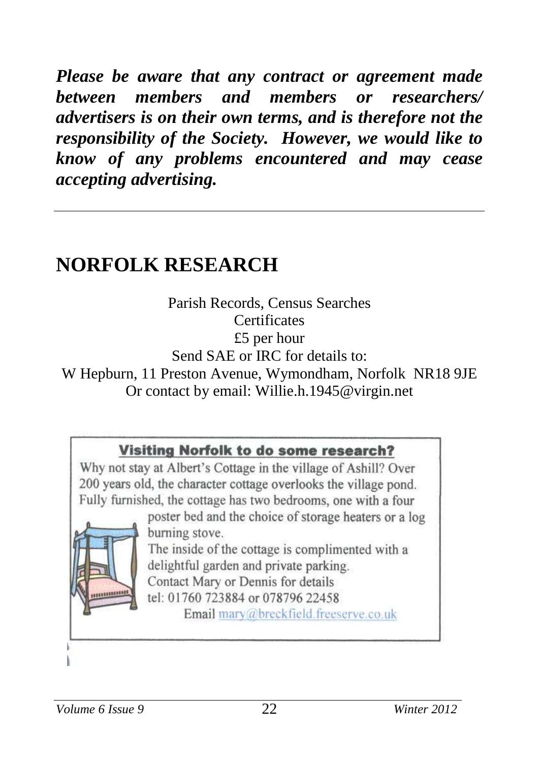***Please be aware that any contract or agreement made between members and members or researchers/ advertisers is on their own terms, and is therefore not the responsibility of the Society. However, we would like to know of any problems encountered and may cease accepting advertising.***

---

# NORFOLK RESEARCH

Parish Records, Census Searches
Certificates
£5 per hour
Send SAE or IRC for details to:
W Hepburn, 11 Preston Avenue, Wymondham, Norfolk NR18 9JE
Or contact by email: Willie.h.1945@virgin.net

## Visiting Norfolk to do some research?

Why not stay at Albert's Cottage in the village of Ashill? Over 200 years old, the character cottage overlooks the village pond. Fully furnished, the cottage has two bedrooms, one with a four poster bed and the choice of storage heaters or a log burning stove.

The inside of the cottage is complimented with a delightful garden and private parking.

Contact Mary or Dennis for details
tel: 01760 723884 or 078796 22458
Email mary@breckfield.freeserve.co.uk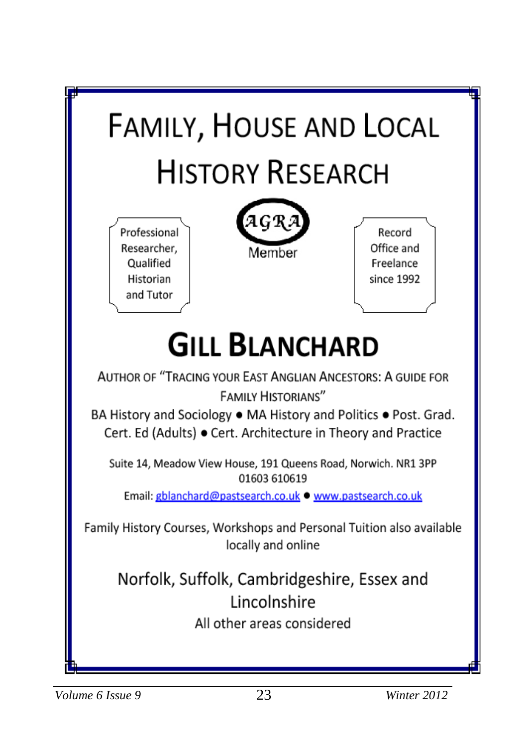# FAMILY, HOUSE AND LOCAL HISTORY RESEARCH

Professional Researcher, Qualified Historian and Tutor

AGRA Member

Record Office and Freelance since 1992

## GILL BLANCHARD

AUTHOR OF "TRACING YOUR EAST ANGLIAN ANCESTORS: A GUIDE FOR FAMILY HISTORIANS"

BA History and Sociology ● MA History and Politics ● Post. Grad. Cert. Ed (Adults) ● Cert. Architecture in Theory and Practice

Suite 14, Meadow View House, 191 Queens Road, Norwich. NR1 3PP
01603 610619
Email: gblanchard@pastsearch.co.uk ● www.pastsearch.co.uk

Family History Courses, Workshops and Personal Tuition also available locally and online

Norfolk, Suffolk, Cambridgeshire, Essex and Lincolnshire

All other areas considered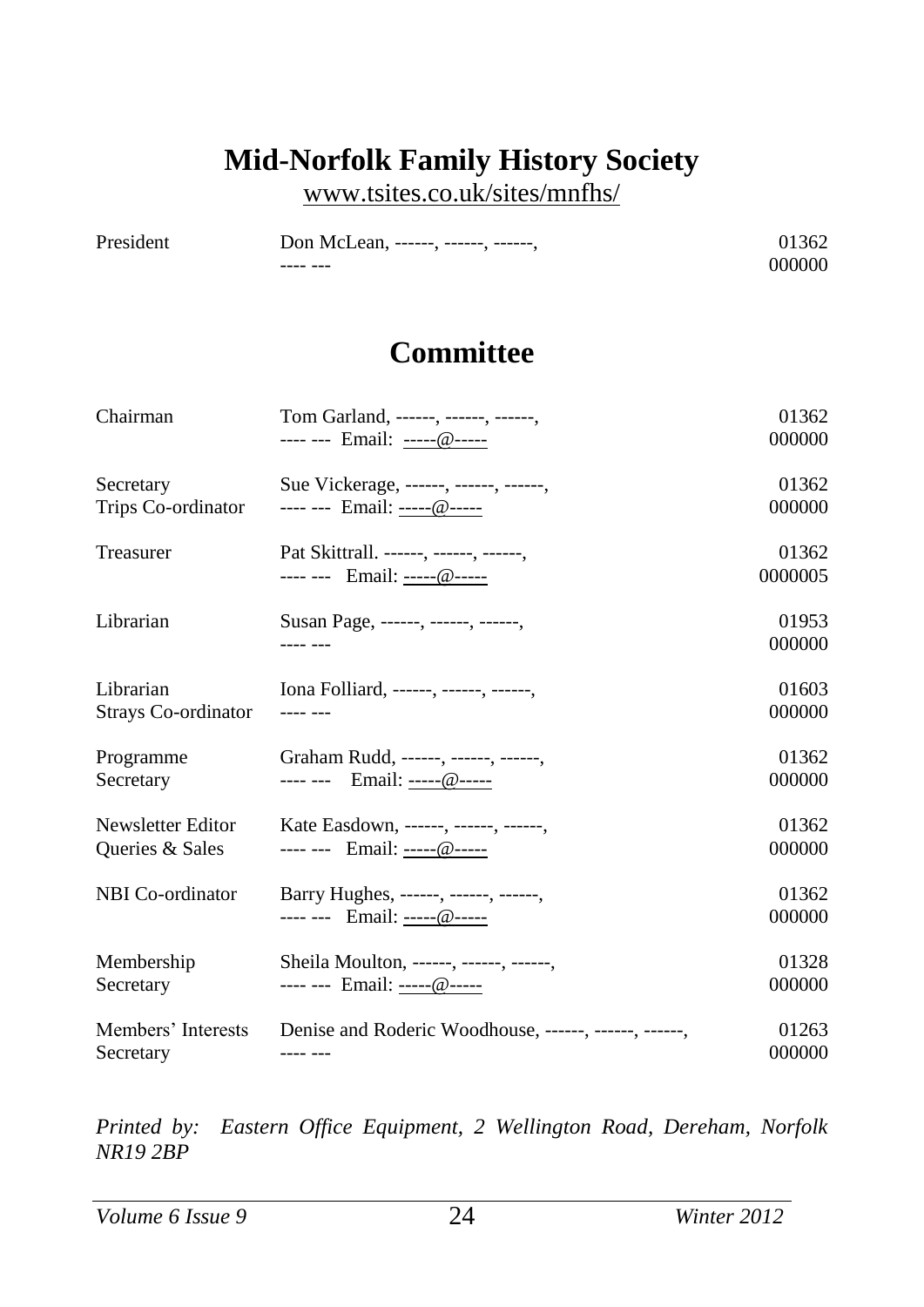# Mid-Norfolk Family History Society

www.tsites.co.uk/sites/mnfhs/

| | | |
|---|---|---|
| President | Don McLean, ------, ------, ------, ---- --- | 01362 000000 |

## Committee

| | | |
|---|---|---|
| Chairman | Tom Garland, ------, ------, ------, ---- --- Email: -----@----- | 01362 000000 |
| Secretary Trips Co-ordinator | Sue Vickerage, ------, ------, ------, ---- --- Email: -----@----- | 01362 000000 |
| Treasurer | Pat Skittrall. ------, ------, ------, ---- --- Email: -----@----- | 01362 0000005 |
| Librarian | Susan Page, ------, ------, ------, ---- --- | 01953 000000 |
| Librarian Strays Co-ordinator | Iona Folliard, ------, ------, ------, ---- --- | 01603 000000 |
| Programme Secretary | Graham Rudd, ------, ------, ------, ---- --- Email: -----@----- | 01362 000000 |
| Newsletter Editor Queries & Sales | Kate Easdown, ------, ------, ------, ---- --- Email: -----@----- | 01362 000000 |
| NBI Co-ordinator | Barry Hughes, ------, ------, ------, ---- --- Email: -----@----- | 01362 000000 |
| Membership Secretary | Sheila Moulton, ------, ------, ------, ---- --- Email: -----@----- | 01328 000000 |
| Members' Interests Secretary | Denise and Roderic Woodhouse, ------, ------, ------, ---- --- | 01263 000000 |

*Printed by: Eastern Office Equipment, 2 Wellington Road, Dereham, Norfolk NR19 2BP*